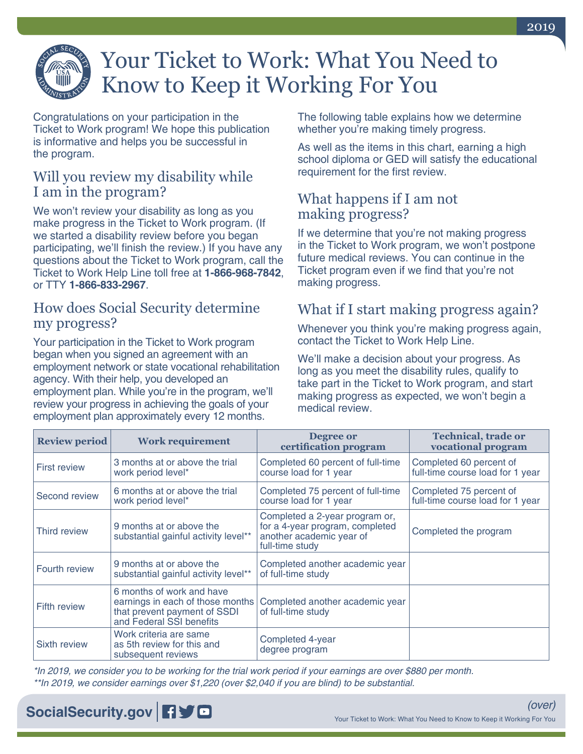# Your Ticket to Work: What You Need to Know to Keep it Working For You

2019

Congratulations on your participation in the Ticket to Work program! We hope this publication is informative and helps you be successful in the program.

## Will you review my disability while I am in the program?

We won't review your disability as long as you make progress in the Ticket to Work program. (If we started a disability review before you began participating, we'll finish the review.) If you have any questions about the Ticket to Work program, call the Ticket to Work Help Line toll free at **1-866-968-7842**, or TTY **1-866-833-2967**.

## How does Social Security determine my progress?

Your participation in the Ticket to Work program began when you signed an agreement with an employment network or state vocational rehabilitation agency. With their help, you developed an employment plan. While you're in the program, we'll review your progress in achieving the goals of your employment plan approximately every 12 months.

The following table explains how we determine whether you're making timely progress.

As well as the items in this chart, earning a high school diploma or GED will satisfy the educational requirement for the first review.

## What happens if I am not making progress?

If we determine that you're not making progress in the Ticket to Work program, we won't postpone future medical reviews. You can continue in the Ticket program even if we find that you're not making progress.

## What if I start making progress again?

Whenever you think you're making progress again, contact the Ticket to Work Help Line.

We'll make a decision about your progress. As long as you meet the disability rules, qualify to take part in the Ticket to Work program, and start making progress as expected, we won't begin a medical review.

| Review period | Work requirement | Degree or certification program | Technical, trade or vocational program |
|---|---|---|---|
| First review | 3 months at or above the trial work period level* | Completed 60 percent of full-time course load for 1 year | Completed 60 percent of full-time course load for 1 year |
| Second review | 6 months at or above the trial work period level* | Completed 75 percent of full-time course load for 1 year | Completed 75 percent of full-time course load for 1 year |
| Third review | 9 months at or above the substantial gainful activity level** | Completed a 2-year program or, for a 4-year program, completed another academic year of full-time study | Completed the program |
| Fourth review | 9 months at or above the substantial gainful activity level** | Completed another academic year of full-time study | |
| Fifth review | 6 months of work and have earnings in each of those months that prevent payment of SSDI and Federal SSI benefits | Completed another academic year of full-time study | |
| Sixth review | Work criteria are same as 5th review for this and subsequent reviews | Completed 4-year degree program | |

*\*In 2019, we consider you to be working for the trial work period if your earnings are over $880 per month.*

*\*\*In 2019, we consider earnings over $1,220 (over $2,040 if you are blind) to be substantial.*

(over)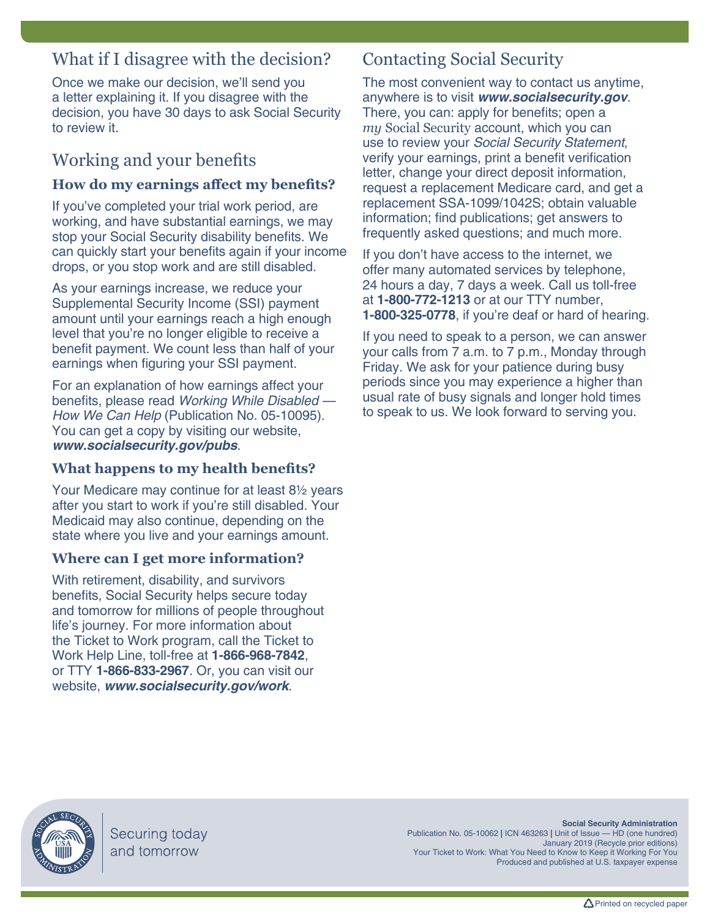## What if I disagree with the decision?

Once we make our decision, we'll send you a letter explaining it. If you disagree with the decision, you have 30 days to ask Social Security to review it.

## Working and your benefits

### How do my earnings affect my benefits?

If you've completed your trial work period, are working, and have substantial earnings, we may stop your Social Security disability benefits. We can quickly start your benefits again if your income drops, or you stop work and are still disabled.

As your earnings increase, we reduce your Supplemental Security Income (SSI) payment amount until your earnings reach a high enough level that you're no longer eligible to receive a benefit payment. We count less than half of your earnings when figuring your SSI payment.

For an explanation of how earnings affect your benefits, please read *Working While Disabled — How We Can Help* (Publication No. 05-10095). You can get a copy by visiting our website, ***www.socialsecurity.gov/pubs***.

### What happens to my health benefits?

Your Medicare may continue for at least 8½ years after you start to work if you're still disabled. Your Medicaid may also continue, depending on the state where you live and your earnings amount.

### Where can I get more information?

With retirement, disability, and survivors benefits, Social Security helps secure today and tomorrow for millions of people throughout life's journey. For more information about the Ticket to Work program, call the Ticket to Work Help Line, toll-free at **1-866-968-7842**, or TTY **1-866-833-2967**. Or, you can visit our website, ***www.socialsecurity.gov/work***.

## Contacting Social Security

The most convenient way to contact us anytime, anywhere is to visit ***www.socialsecurity.gov***. There, you can: apply for benefits; open a *my* Social Security account, which you can use to review your *Social Security Statement*, verify your earnings, print a benefit verification letter, change your direct deposit information, request a replacement Medicare card, and get a replacement SSA-1099/1042S; obtain valuable information; find publications; get answers to frequently asked questions; and much more.

If you don't have access to the internet, we offer many automated services by telephone, 24 hours a day, 7 days a week. Call us toll-free at **1-800-772-1213** or at our TTY number, **1-800-325-0778**, if you're deaf or hard of hearing.

If you need to speak to a person, we can answer your calls from 7 a.m. to 7 p.m., Monday through Friday. We ask for your patience during busy periods since you may experience a higher than usual rate of busy signals and longer hold times to speak to us. We look forward to serving you.

Securing today and tomorrow

**Social Security Administration**
Publication No. 05-10062 | ICN 463263 | Unit of Issue — HD (one hundred)
January 2019 (Recycle prior editions)
Your Ticket to Work: What You Need to Know to Keep it Working For You
Produced and published at U.S. taxpayer expense

Printed on recycled paper